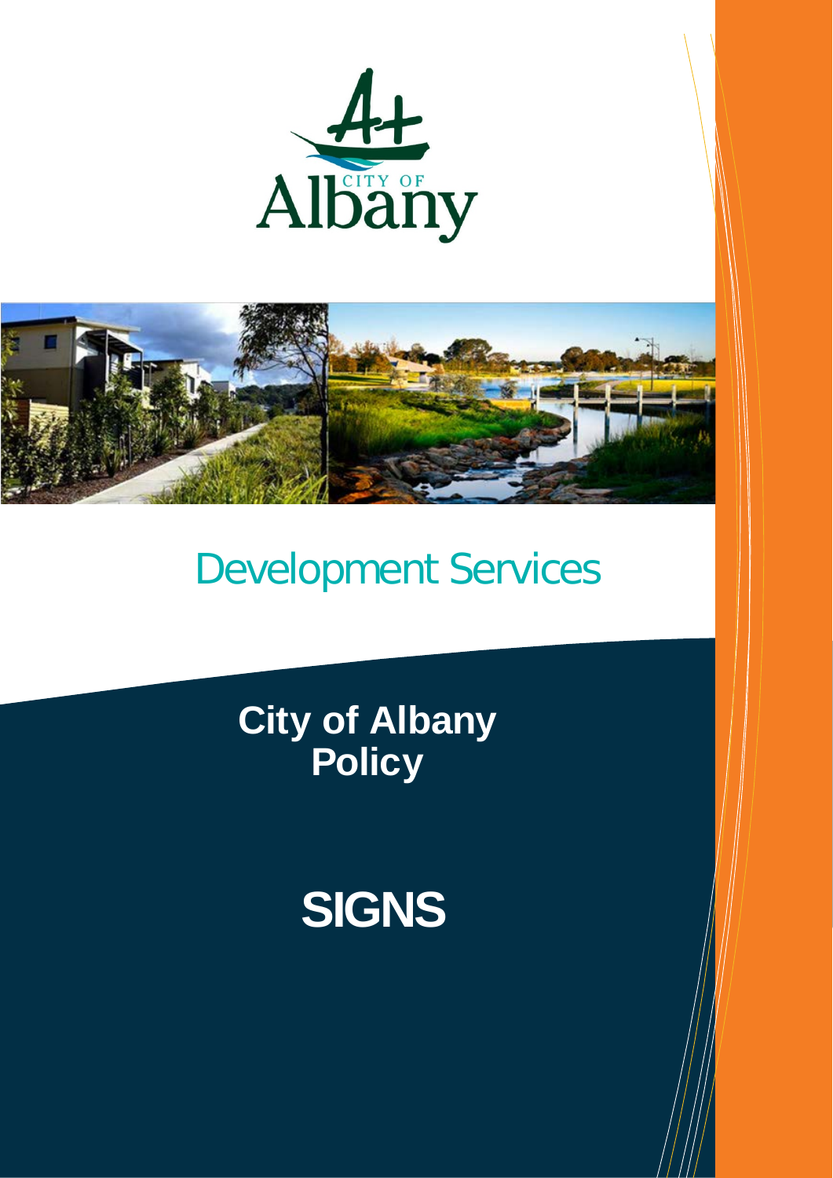CITY OF Albany

Development Services

# City of Albany Policy

# SIGNS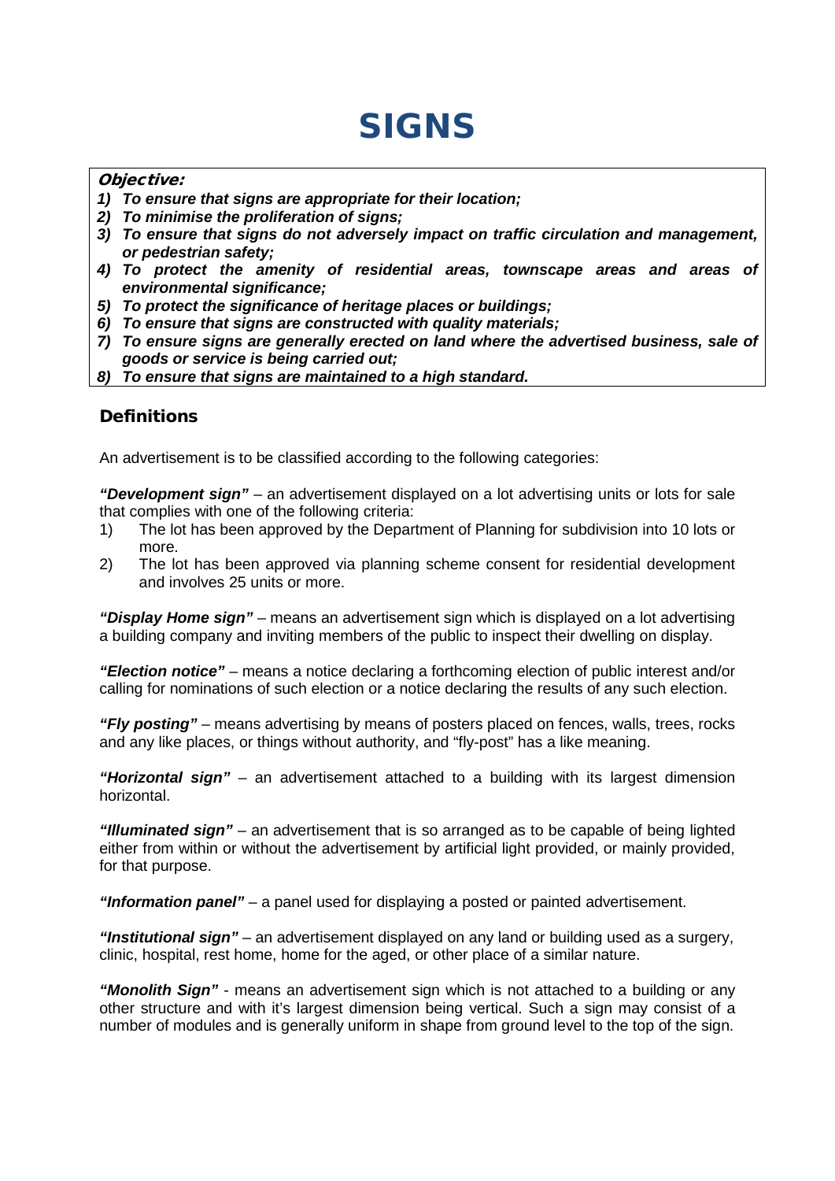# SIGNS

***Objective:***

1) ***To ensure that signs are appropriate for their location;***
2) ***To minimise the proliferation of signs;***
3) ***To ensure that signs do not adversely impact on traffic circulation and management, or pedestrian safety;***
4) ***To protect the amenity of residential areas, townscape areas and areas of environmental significance;***
5) ***To protect the significance of heritage places or buildings;***
6) ***To ensure that signs are constructed with quality materials;***
7) ***To ensure signs are generally erected on land where the advertised business, sale of goods or service is being carried out;***
8) ***To ensure that signs are maintained to a high standard.***

## Definitions

An advertisement is to be classified according to the following categories:

***"Development sign"*** – an advertisement displayed on a lot advertising units or lots for sale that complies with one of the following criteria:

1) The lot has been approved by the Department of Planning for subdivision into 10 lots or more.
2) The lot has been approved via planning scheme consent for residential development and involves 25 units or more.

***"Display Home sign"*** – means an advertisement sign which is displayed on a lot advertising a building company and inviting members of the public to inspect their dwelling on display.

***"Election notice"*** – means a notice declaring a forthcoming election of public interest and/or calling for nominations of such election or a notice declaring the results of any such election.

***"Fly posting"*** – means advertising by means of posters placed on fences, walls, trees, rocks and any like places, or things without authority, and "fly-post" has a like meaning.

***"Horizontal sign"*** – an advertisement attached to a building with its largest dimension horizontal.

***"Illuminated sign"*** – an advertisement that is so arranged as to be capable of being lighted either from within or without the advertisement by artificial light provided, or mainly provided, for that purpose.

***"Information panel"*** – a panel used for displaying a posted or painted advertisement.

***"Institutional sign"*** – an advertisement displayed on any land or building used as a surgery, clinic, hospital, rest home, home for the aged, or other place of a similar nature.

***"Monolith Sign"*** - means an advertisement sign which is not attached to a building or any other structure and with it's largest dimension being vertical. Such a sign may consist of a number of modules and is generally uniform in shape from ground level to the top of the sign.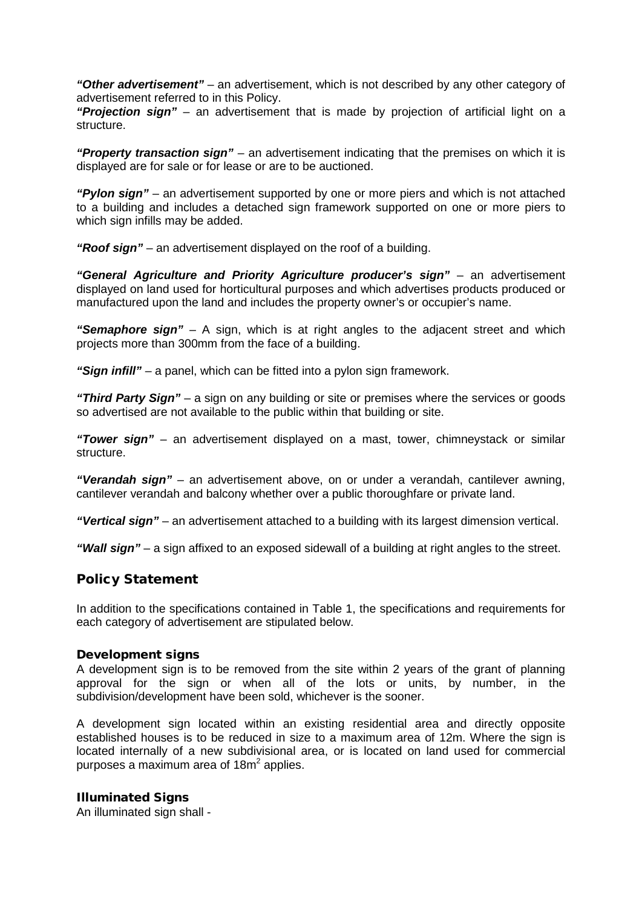***"Other advertisement"*** – an advertisement, which is not described by any other category of advertisement referred to in this Policy.

***"Projection sign"*** – an advertisement that is made by projection of artificial light on a structure.

***"Property transaction sign"*** – an advertisement indicating that the premises on which it is displayed are for sale or for lease or are to be auctioned.

***"Pylon sign"*** – an advertisement supported by one or more piers and which is not attached to a building and includes a detached sign framework supported on one or more piers to which sign infills may be added.

***"Roof sign"*** – an advertisement displayed on the roof of a building.

***"General Agriculture and Priority Agriculture producer's sign"*** – an advertisement displayed on land used for horticultural purposes and which advertises products produced or manufactured upon the land and includes the property owner's or occupier's name.

***"Semaphore sign"*** – A sign, which is at right angles to the adjacent street and which projects more than 300mm from the face of a building.

***"Sign infill"*** – a panel, which can be fitted into a pylon sign framework.

***"Third Party Sign"*** – a sign on any building or site or premises where the services or goods so advertised are not available to the public within that building or site.

***"Tower sign"*** – an advertisement displayed on a mast, tower, chimneystack or similar structure.

***"Verandah sign"*** – an advertisement above, on or under a verandah, cantilever awning, cantilever verandah and balcony whether over a public thoroughfare or private land.

***"Vertical sign"*** – an advertisement attached to a building with its largest dimension vertical.

***"Wall sign"*** – a sign affixed to an exposed sidewall of a building at right angles to the street.

## Policy Statement

In addition to the specifications contained in Table 1, the specifications and requirements for each category of advertisement are stipulated below.

### Development signs

A development sign is to be removed from the site within 2 years of the grant of planning approval for the sign or when all of the lots or units, by number, in the subdivision/development have been sold, whichever is the sooner.

A development sign located within an existing residential area and directly opposite established houses is to be reduced in size to a maximum area of 12m. Where the sign is located internally of a new subdivisional area, or is located on land used for commercial purposes a maximum area of 18m$^2$ applies.

### Illuminated Signs

An illuminated sign shall -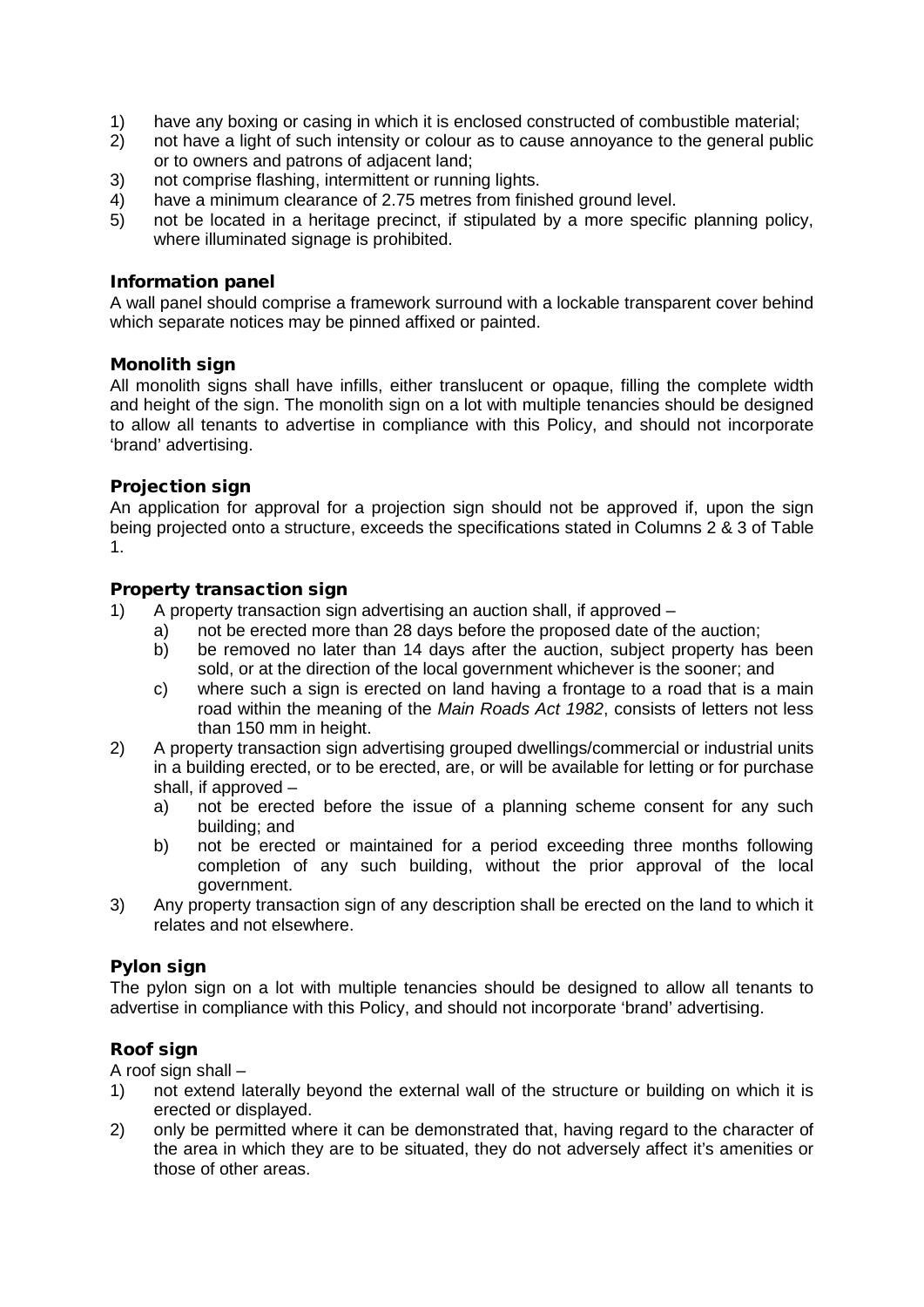1) have any boxing or casing in which it is enclosed constructed of combustible material;
2) not have a light of such intensity or colour as to cause annoyance to the general public or to owners and patrons of adjacent land;
3) not comprise flashing, intermittent or running lights.
4) have a minimum clearance of 2.75 metres from finished ground level.
5) not be located in a heritage precinct, if stipulated by a more specific planning policy, where illuminated signage is prohibited.

### Information panel

A wall panel should comprise a framework surround with a lockable transparent cover behind which separate notices may be pinned affixed or painted.

### Monolith sign

All monolith signs shall have infills, either translucent or opaque, filling the complete width and height of the sign. The monolith sign on a lot with multiple tenancies should be designed to allow all tenants to advertise in compliance with this Policy, and should not incorporate 'brand' advertising.

### Projection sign

An application for approval for a projection sign should not be approved if, upon the sign being projected onto a structure, exceeds the specifications stated in Columns 2 & 3 of Table 1.

### Property transaction sign

1) A property transaction sign advertising an auction shall, if approved –
   a) not be erected more than 28 days before the proposed date of the auction;
   b) be removed no later than 14 days after the auction, subject property has been sold, or at the direction of the local government whichever is the sooner; and
   c) where such a sign is erected on land having a frontage to a road that is a main road within the meaning of the *Main Roads Act 1982*, consists of letters not less than 150 mm in height.
2) A property transaction sign advertising grouped dwellings/commercial or industrial units in a building erected, or to be erected, are, or will be available for letting or for purchase shall, if approved –
   a) not be erected before the issue of a planning scheme consent for any such building; and
   b) not be erected or maintained for a period exceeding three months following completion of any such building, without the prior approval of the local government.
3) Any property transaction sign of any description shall be erected on the land to which it relates and not elsewhere.

### Pylon sign

The pylon sign on a lot with multiple tenancies should be designed to allow all tenants to advertise in compliance with this Policy, and should not incorporate 'brand' advertising.

### Roof sign

A roof sign shall –

1) not extend laterally beyond the external wall of the structure or building on which it is erected or displayed.
2) only be permitted where it can be demonstrated that, having regard to the character of the area in which they are to be situated, they do not adversely affect it's amenities or those of other areas.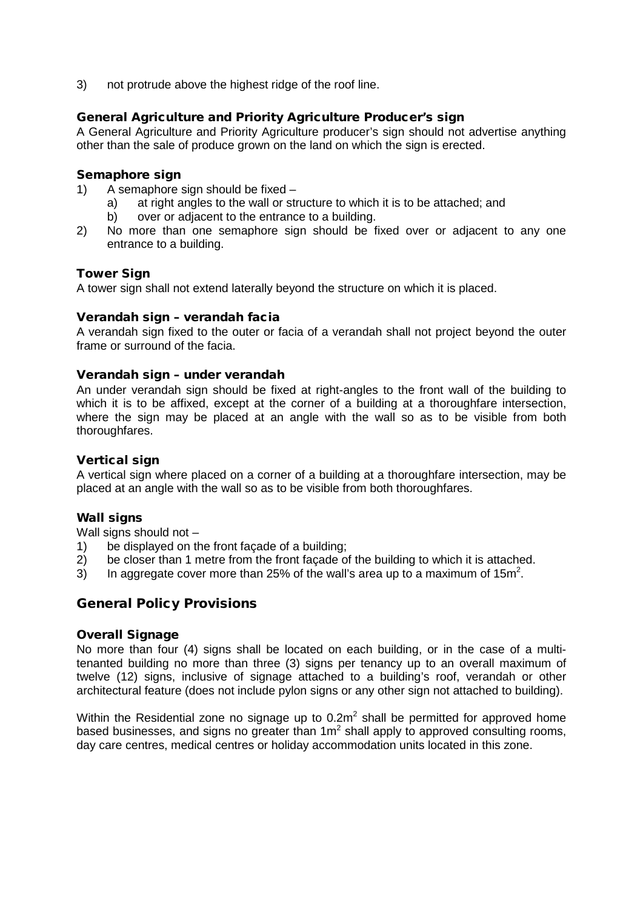3) not protrude above the highest ridge of the roof line.

### General Agriculture and Priority Agriculture Producer's sign

A General Agriculture and Priority Agriculture producer's sign should not advertise anything other than the sale of produce grown on the land on which the sign is erected.

### Semaphore sign

1) A semaphore sign should be fixed –
    a) at right angles to the wall or structure to which it is to be attached; and
    b) over or adjacent to the entrance to a building.
2) No more than one semaphore sign should be fixed over or adjacent to any one entrance to a building.

### Tower Sign

A tower sign shall not extend laterally beyond the structure on which it is placed.

### Verandah sign – verandah facia

A verandah sign fixed to the outer or facia of a verandah shall not project beyond the outer frame or surround of the facia.

### Verandah sign – under verandah

An under verandah sign should be fixed at right-angles to the front wall of the building to which it is to be affixed, except at the corner of a building at a thoroughfare intersection, where the sign may be placed at an angle with the wall so as to be visible from both thoroughfares.

### Vertical sign

A vertical sign where placed on a corner of a building at a thoroughfare intersection, may be placed at an angle with the wall so as to be visible from both thoroughfares.

### Wall signs

Wall signs should not –

1) be displayed on the front façade of a building;
2) be closer than 1 metre from the front façade of the building to which it is attached.
3) In aggregate cover more than 25% of the wall's area up to a maximum of $15m^2$.

## General Policy Provisions

### Overall Signage

No more than four (4) signs shall be located on each building, or in the case of a multi-tenanted building no more than three (3) signs per tenancy up to an overall maximum of twelve (12) signs, inclusive of signage attached to a building's roof, verandah or other architectural feature (does not include pylon signs or any other sign not attached to building).

Within the Residential zone no signage up to $0.2m^2$ shall be permitted for approved home based businesses, and signs no greater than $1m^2$ shall apply to approved consulting rooms, day care centres, medical centres or holiday accommodation units located in this zone.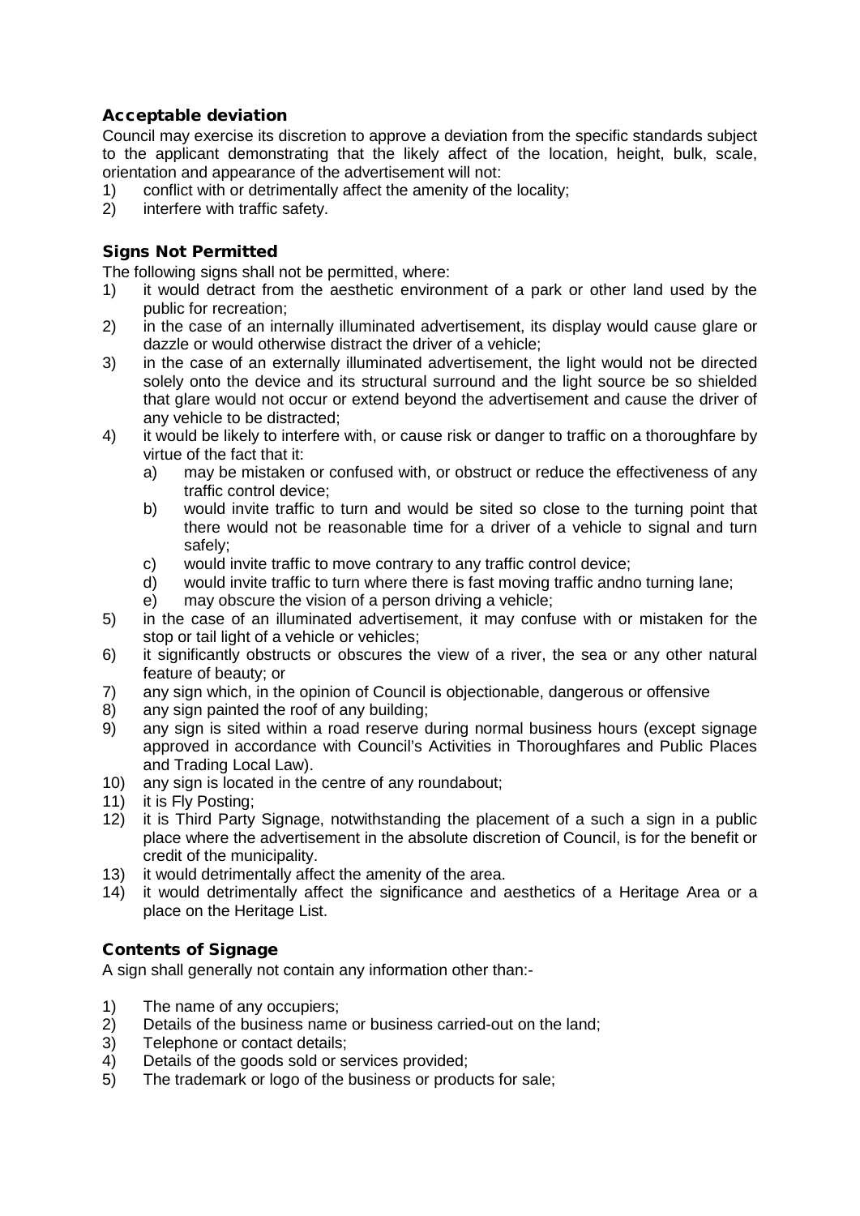### Acceptable deviation

Council may exercise its discretion to approve a deviation from the specific standards subject to the applicant demonstrating that the likely affect of the location, height, bulk, scale, orientation and appearance of the advertisement will not:

1) conflict with or detrimentally affect the amenity of the locality;
2) interfere with traffic safety.

### Signs Not Permitted

The following signs shall not be permitted, where:

1) it would detract from the aesthetic environment of a park or other land used by the public for recreation;
2) in the case of an internally illuminated advertisement, its display would cause glare or dazzle or would otherwise distract the driver of a vehicle;
3) in the case of an externally illuminated advertisement, the light would not be directed solely onto the device and its structural surround and the light source be so shielded that glare would not occur or extend beyond the advertisement and cause the driver of any vehicle to be distracted;
4) it would be likely to interfere with, or cause risk or danger to traffic on a thoroughfare by virtue of the fact that it:
   a) may be mistaken or confused with, or obstruct or reduce the effectiveness of any traffic control device;
   b) would invite traffic to turn and would be sited so close to the turning point that there would not be reasonable time for a driver of a vehicle to signal and turn safely;
   c) would invite traffic to move contrary to any traffic control device;
   d) would invite traffic to turn where there is fast moving traffic andno turning lane;
   e) may obscure the vision of a person driving a vehicle;
5) in the case of an illuminated advertisement, it may confuse with or mistaken for the stop or tail light of a vehicle or vehicles;
6) it significantly obstructs or obscures the view of a river, the sea or any other natural feature of beauty; or
7) any sign which, in the opinion of Council is objectionable, dangerous or offensive
8) any sign painted the roof of any building;
9) any sign is sited within a road reserve during normal business hours (except signage approved in accordance with Council's Activities in Thoroughfares and Public Places and Trading Local Law).
10) any sign is located in the centre of any roundabout;
11) it is Fly Posting;
12) it is Third Party Signage, notwithstanding the placement of a such a sign in a public place where the advertisement in the absolute discretion of Council, is for the benefit or credit of the municipality.
13) it would detrimentally affect the amenity of the area.
14) it would detrimentally affect the significance and aesthetics of a Heritage Area or a place on the Heritage List.

### Contents of Signage

A sign shall generally not contain any information other than:-

1) The name of any occupiers;
2) Details of the business name or business carried-out on the land;
3) Telephone or contact details;
4) Details of the goods sold or services provided;
5) The trademark or logo of the business or products for sale;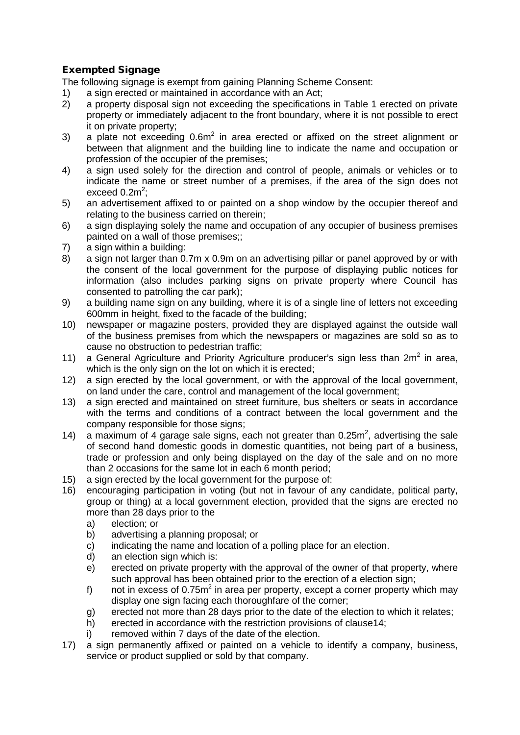### Exempted Signage

The following signage is exempt from gaining Planning Scheme Consent:

1) a sign erected or maintained in accordance with an Act;
2) a property disposal sign not exceeding the specifications in Table 1 erected on private property or immediately adjacent to the front boundary, where it is not possible to erect it on private property;
3) a plate not exceeding $0.6m^2$ in area erected or affixed on the street alignment or between that alignment and the building line to indicate the name and occupation or profession of the occupier of the premises;
4) a sign used solely for the direction and control of people, animals or vehicles or to indicate the name or street number of a premises, if the area of the sign does not exceed $0.2m^2$;
5) an advertisement affixed to or painted on a shop window by the occupier thereof and relating to the business carried on therein;
6) a sign displaying solely the name and occupation of any occupier of business premises painted on a wall of those premises;;
7) a sign within a building:
8) a sign not larger than 0.7m x 0.9m on an advertising pillar or panel approved by or with the consent of the local government for the purpose of displaying public notices for information (also includes parking signs on private property where Council has consented to patrolling the car park);
9) a building name sign on any building, where it is of a single line of letters not exceeding 600mm in height, fixed to the facade of the building;
10) newspaper or magazine posters, provided they are displayed against the outside wall of the business premises from which the newspapers or magazines are sold so as to cause no obstruction to pedestrian traffic;
11) a General Agriculture and Priority Agriculture producer's sign less than $2m^2$ in area, which is the only sign on the lot on which it is erected;
12) a sign erected by the local government, or with the approval of the local government, on land under the care, control and management of the local government;
13) a sign erected and maintained on street furniture, bus shelters or seats in accordance with the terms and conditions of a contract between the local government and the company responsible for those signs;
14) a maximum of 4 garage sale signs, each not greater than $0.25m^2$, advertising the sale of second hand domestic goods in domestic quantities, not being part of a business, trade or profession and only being displayed on the day of the sale and on no more than 2 occasions for the same lot in each 6 month period;
15) a sign erected by the local government for the purpose of:
16) encouraging participation in voting (but not in favour of any candidate, political party, group or thing) at a local government election, provided that the signs are erected no more than 28 days prior to the
    a) election; or
    b) advertising a planning proposal; or
    c) indicating the name and location of a polling place for an election.
    d) an election sign which is:
    e) erected on private property with the approval of the owner of that property, where such approval has been obtained prior to the erection of a election sign;
    f) not in excess of $0.75m^2$ in area per property, except a corner property which may display one sign facing each thoroughfare of the corner;
    g) erected not more than 28 days prior to the date of the election to which it relates;
    h) erected in accordance with the restriction provisions of clause14;
    i) removed within 7 days of the date of the election.
17) a sign permanently affixed or painted on a vehicle to identify a company, business, service or product supplied or sold by that company.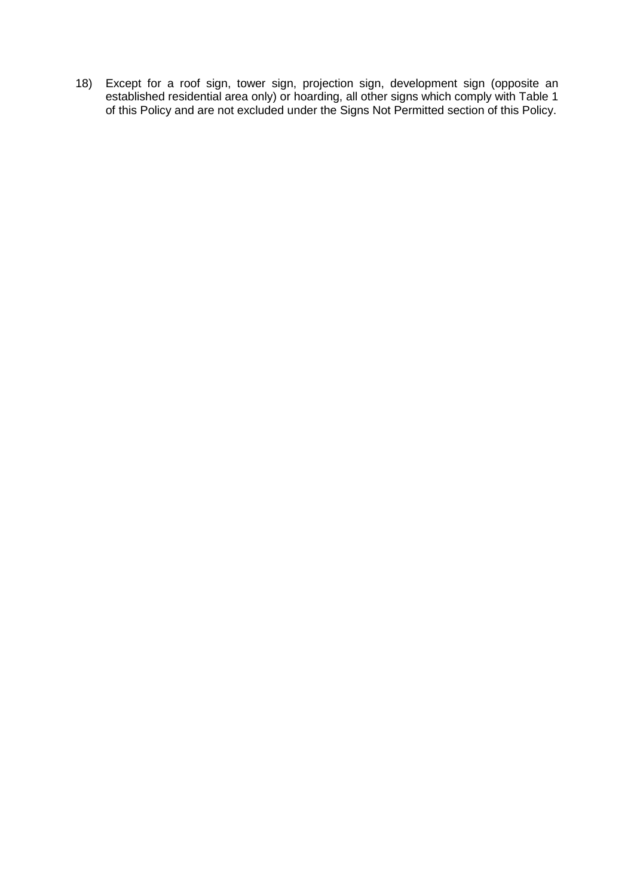18) Except for a roof sign, tower sign, projection sign, development sign (opposite an established residential area only) or hoarding, all other signs which comply with Table 1 of this Policy and are not excluded under the Signs Not Permitted section of this Policy.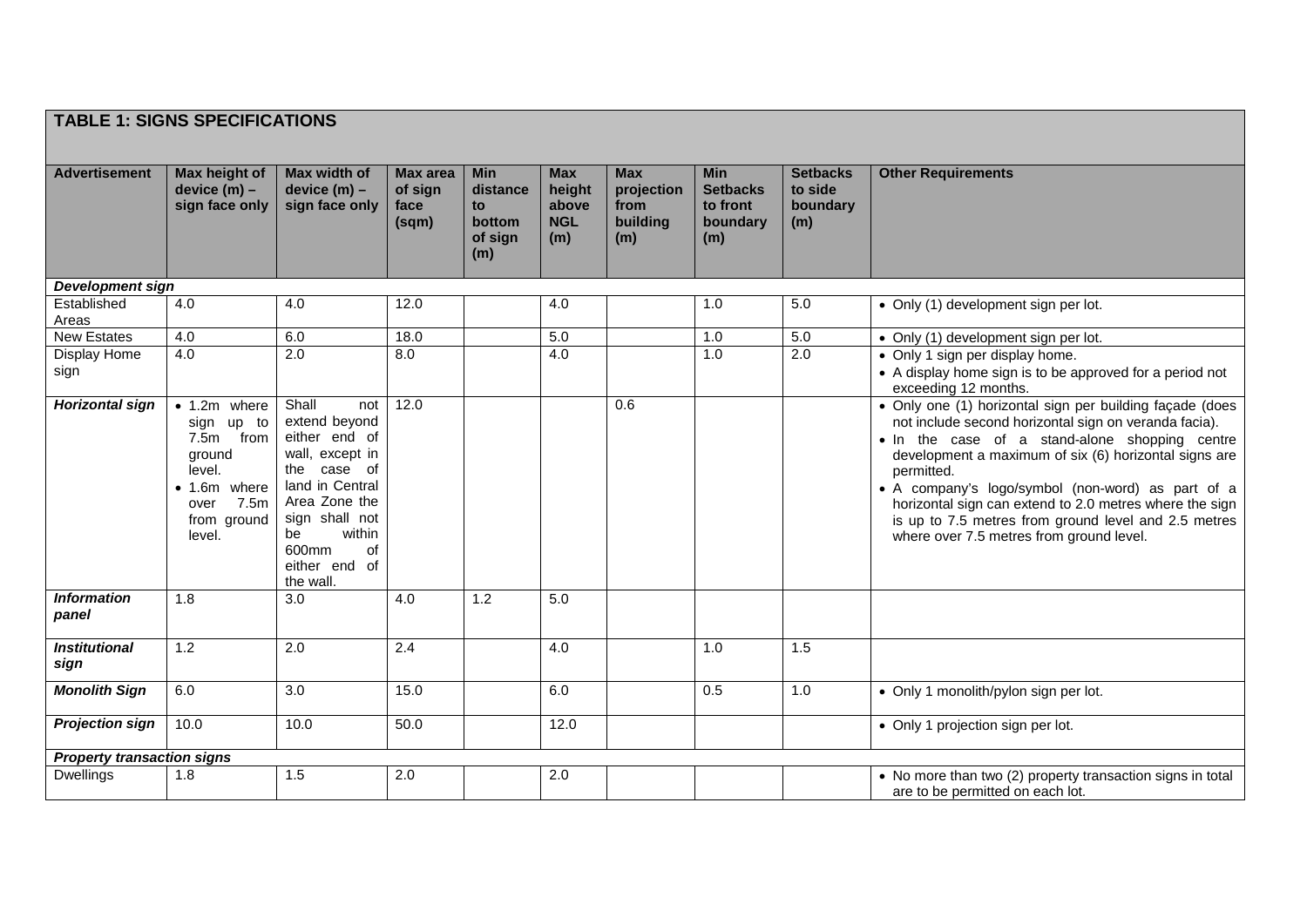**TABLE 1: SIGNS SPECIFICATIONS**

| Advertisement | Max height of device (m) – sign face only | Max width of device (m) – sign face only | Max area of sign face (sqm) | Min distance to bottom of sign (m) | Max height above NGL (m) | Max projection from building (m) | Min Setbacks to front boundary (m) | Setbacks to side boundary (m) | Other Requirements |
|---|---|---|---|---|---|---|---|---|---|
| ***Development sign*** | | | | | | | | | |
| Established Areas | 4.0 | 4.0 | 12.0 | | 4.0 | | 1.0 | 5.0 | • Only (1) development sign per lot. |
| New Estates | 4.0 | 6.0 | 18.0 | | 5.0 | | 1.0 | 5.0 | • Only (1) development sign per lot. |
| Display Home sign | 4.0 | 2.0 | 8.0 | | 4.0 | | 1.0 | 2.0 | • Only 1 sign per display home. • A display home sign is to be approved for a period not exceeding 12 months. |
| ***Horizontal sign*** | • 1.2m where sign up to 7.5m from ground level. • 1.6m where over 7.5m from ground level. | Shall not extend beyond either end of wall, except in the case of land in Central Area Zone the sign shall not be within 600mm of either end of the wall. | 12.0 | | | 0.6 | | | • Only one (1) horizontal sign per building façade (does not include second horizontal sign on veranda facia). • In the case of a stand-alone shopping centre development a maximum of six (6) horizontal signs are permitted. • A company's logo/symbol (non-word) as part of a horizontal sign can extend to 2.0 metres where the sign is up to 7.5 metres from ground level and 2.5 metres where over 7.5 metres from ground level. |
| ***Information panel*** | 1.8 | 3.0 | 4.0 | 1.2 | 5.0 | | | | |
| ***Institutional sign*** | 1.2 | 2.0 | 2.4 | | 4.0 | | 1.0 | 1.5 | |
| ***Monolith Sign*** | 6.0 | 3.0 | 15.0 | | 6.0 | | 0.5 | 1.0 | • Only 1 monolith/pylon sign per lot. |
| ***Projection sign*** | 10.0 | 10.0 | 50.0 | | 12.0 | | | | • Only 1 projection sign per lot. |
| ***Property transaction signs*** | | | | | | | | | |
| Dwellings | 1.8 | 1.5 | 2.0 | | 2.0 | | | | • No more than two (2) property transaction signs in total are to be permitted on each lot. |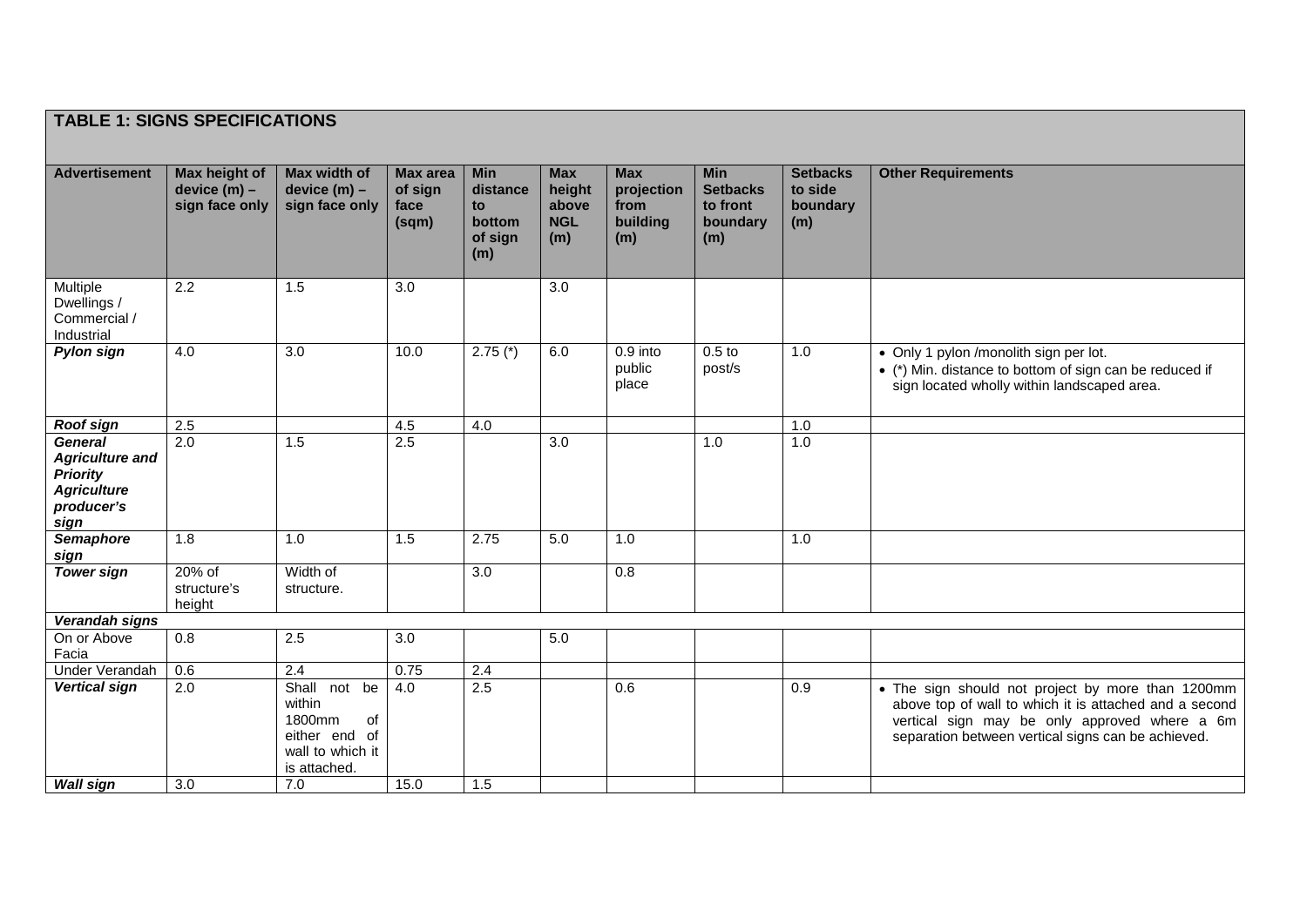**TABLE 1: SIGNS SPECIFICATIONS**

| Advertisement | Max height of device (m) – sign face only | Max width of device (m) – sign face only | Max area of sign face (sqm) | Min distance to bottom of sign (m) | Max height above NGL (m) | Max projection from building (m) | Min Setbacks to front boundary (m) | Setbacks to side boundary (m) | Other Requirements |
|---|---|---|---|---|---|---|---|---|---|
| Multiple Dwellings / Commercial / Industrial | 2.2 | 1.5 | 3.0 | | 3.0 | | | | |
| ***Pylon sign*** | 4.0 | 3.0 | 10.0 | 2.75 (*) | 6.0 | 0.9 into public place | 0.5 to post/s | 1.0 | • Only 1 pylon /monolith sign per lot. • (*) Min. distance to bottom of sign can be reduced if sign located wholly within landscaped area. |
| ***Roof sign*** | 2.5 | | 4.5 | 4.0 | | | | 1.0 | |
| ***General Agriculture and Priority Agriculture producer's sign*** | 2.0 | 1.5 | 2.5 | | 3.0 | | 1.0 | 1.0 | |
| ***Semaphore sign*** | 1.8 | 1.0 | 1.5 | 2.75 | 5.0 | 1.0 | | 1.0 | |
| ***Tower sign*** | 20% of structure's height | Width of structure. | | 3.0 | | 0.8 | | | |
| ***Verandah signs*** | | | | | | | | | |
| On or Above Facia | 0.8 | 2.5 | 3.0 | | 5.0 | | | | |
| Under Verandah | 0.6 | 2.4 | 0.75 | 2.4 | | | | | |
| ***Vertical sign*** | 2.0 | Shall not be within 1800mm of either end of wall to which it is attached. | 4.0 | 2.5 | | 0.6 | | 0.9 | • The sign should not project by more than 1200mm above top of wall to which it is attached and a second vertical sign may be only approved where a 6m separation between vertical signs can be achieved. |
| ***Wall sign*** | 3.0 | 7.0 | 15.0 | 1.5 | | | | | |